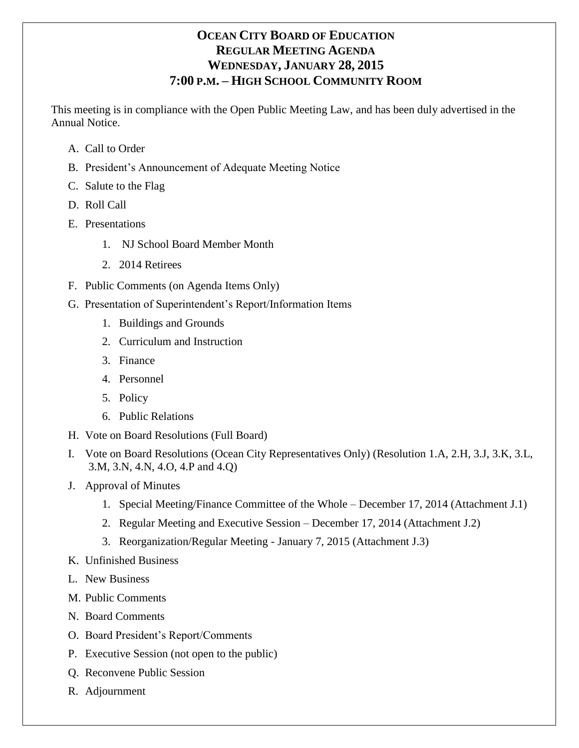# OCEAN CITY BOARD OF EDUCATION
## REGULAR MEETING AGENDA
## WEDNESDAY, JANUARY 28, 2015
## 7:00 P.M. – HIGH SCHOOL COMMUNITY ROOM

This meeting is in compliance with the Open Public Meeting Law, and has been duly advertised in the Annual Notice.

A. Call to Order

B. President's Announcement of Adequate Meeting Notice

C. Salute to the Flag

D. Roll Call

E. Presentations

   1. NJ School Board Member Month

   2. 2014 Retirees

F. Public Comments (on Agenda Items Only)

G. Presentation of Superintendent's Report/Information Items

   1. Buildings and Grounds

   2. Curriculum and Instruction

   3. Finance

   4. Personnel

   5. Policy

   6. Public Relations

H. Vote on Board Resolutions (Full Board)

I. Vote on Board Resolutions (Ocean City Representatives Only) (Resolution 1.A, 2.H, 3.J, 3.K, 3.L, 3.M, 3.N, 4.N, 4.O, 4.P and 4.Q)

J. Approval of Minutes

   1. Special Meeting/Finance Committee of the Whole – December 17, 2014 (Attachment J.1)

   2. Regular Meeting and Executive Session – December 17, 2014 (Attachment J.2)

   3. Reorganization/Regular Meeting - January 7, 2015 (Attachment J.3)

K. Unfinished Business

L. New Business

M. Public Comments

N. Board Comments

O. Board President's Report/Comments

P. Executive Session (not open to the public)

Q. Reconvene Public Session

R. Adjournment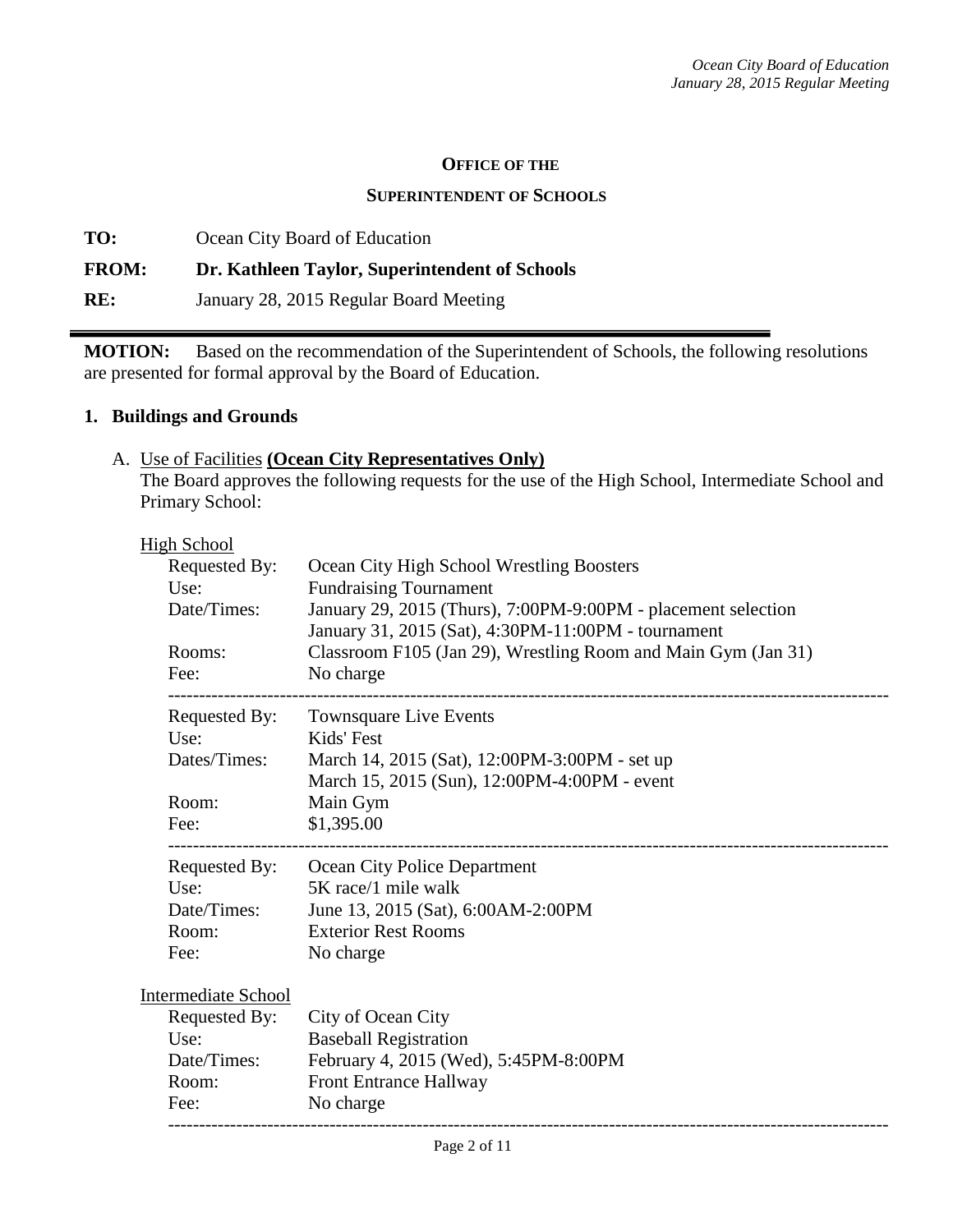**OFFICE OF THE**

**SUPERINTENDENT OF SCHOOLS**

**TO:** Ocean City Board of Education

**FROM: Dr. Kathleen Taylor, Superintendent of Schools**

**RE:** January 28, 2015 Regular Board Meeting

---

**MOTION:** Based on the recommendation of the Superintendent of Schools, the following resolutions are presented for formal approval by the Board of Education.

**1. Buildings and Grounds**

A. Use of Facilities **(Ocean City Representatives Only)**
The Board approves the following requests for the use of the High School, Intermediate School and Primary School:

High School

| | |
|---|---|
| Requested By: | Ocean City High School Wrestling Boosters |
| Use: | Fundraising Tournament |
| Date/Times: | January 29, 2015 (Thurs), 7:00PM-9:00PM - placement selection<br>January 31, 2015 (Sat), 4:30PM-11:00PM - tournament |
| Rooms: | Classroom F105 (Jan 29), Wrestling Room and Main Gym (Jan 31) |
| Fee: | No charge |

---

| | |
|---|---|
| Requested By: | Townsquare Live Events |
| Use: | Kids' Fest |
| Dates/Times: | March 14, 2015 (Sat), 12:00PM-3:00PM - set up<br>March 15, 2015 (Sun), 12:00PM-4:00PM - event |
| Room: | Main Gym |
| Fee: | $1,395.00 |

---

| | |
|---|---|
| Requested By: | Ocean City Police Department |
| Use: | 5K race/1 mile walk |
| Date/Times: | June 13, 2015 (Sat), 6:00AM-2:00PM |
| Room: | Exterior Rest Rooms |
| Fee: | No charge |

Intermediate School

| | |
|---|---|
| Requested By: | City of Ocean City |
| Use: | Baseball Registration |
| Date/Times: | February 4, 2015 (Wed), 5:45PM-8:00PM |
| Room: | Front Entrance Hallway |
| Fee: | No charge |

---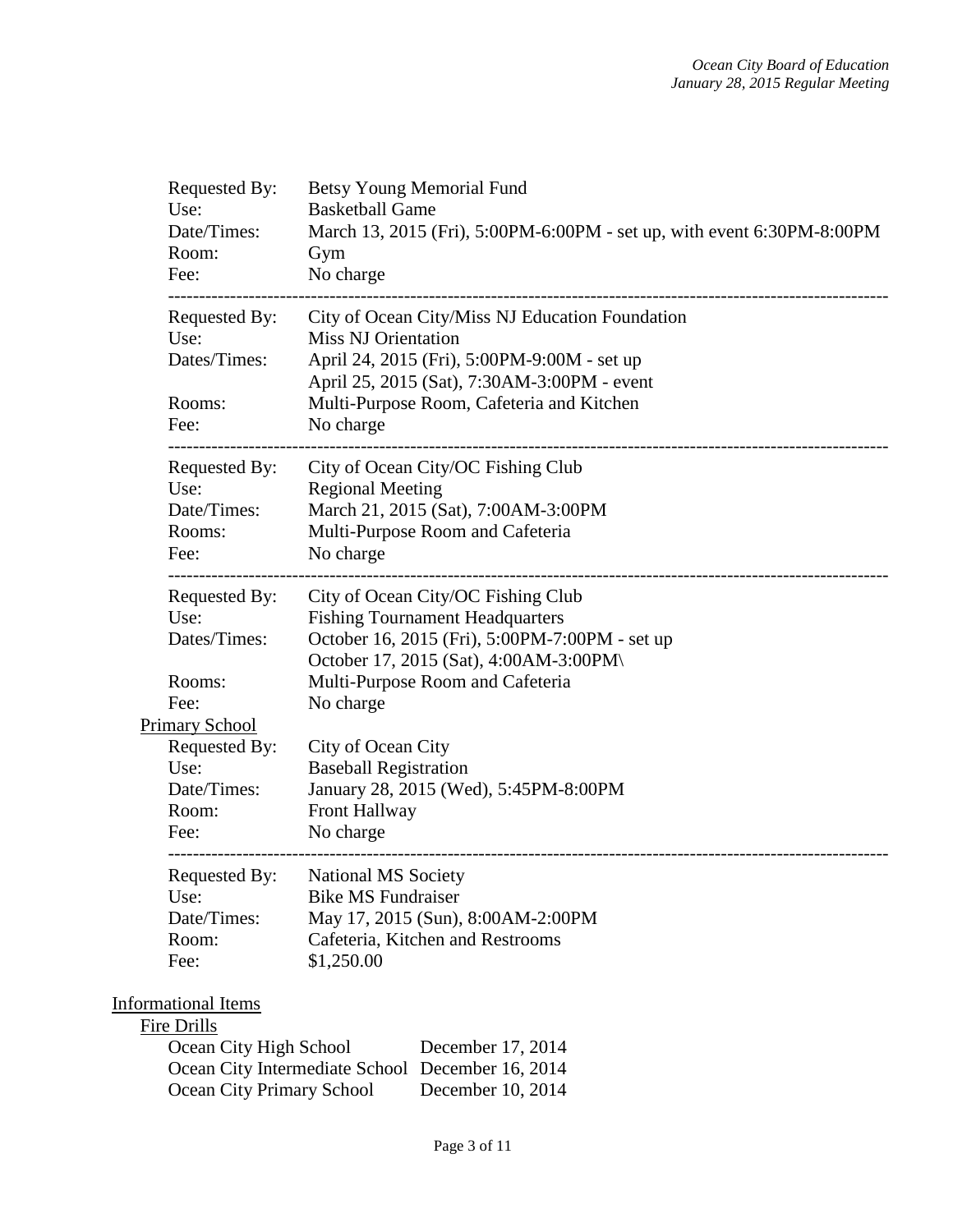Requested By: Betsy Young Memorial Fund
Use: Basketball Game
Date/Times: March 13, 2015 (Fri), 5:00PM-6:00PM - set up, with event 6:30PM-8:00PM
Room: Gym
Fee: No charge

---

Requested By: City of Ocean City/Miss NJ Education Foundation
Use: Miss NJ Orientation
Dates/Times: April 24, 2015 (Fri), 5:00PM-9:00M - set up
April 25, 2015 (Sat), 7:30AM-3:00PM - event
Rooms: Multi-Purpose Room, Cafeteria and Kitchen
Fee: No charge

---

Requested By: City of Ocean City/OC Fishing Club
Use: Regional Meeting
Date/Times: March 21, 2015 (Sat), 7:00AM-3:00PM
Rooms: Multi-Purpose Room and Cafeteria
Fee: No charge

---

Requested By: City of Ocean City/OC Fishing Club
Use: Fishing Tournament Headquarters
Dates/Times: October 16, 2015 (Fri), 5:00PM-7:00PM - set up
October 17, 2015 (Sat), 4:00AM-3:00PM\
Rooms: Multi-Purpose Room and Cafeteria
Fee: No charge

Primary School

Requested By: City of Ocean City
Use: Baseball Registration
Date/Times: January 28, 2015 (Wed), 5:45PM-8:00PM
Room: Front Hallway
Fee: No charge

---

Requested By: National MS Society
Use: Bike MS Fundraiser
Date/Times: May 17, 2015 (Sun), 8:00AM-2:00PM
Room: Cafeteria, Kitchen and Restrooms
Fee: $1,250.00

Informational Items

Fire Drills

Ocean City High School December 17, 2014
Ocean City Intermediate School December 16, 2014
Ocean City Primary School December 10, 2014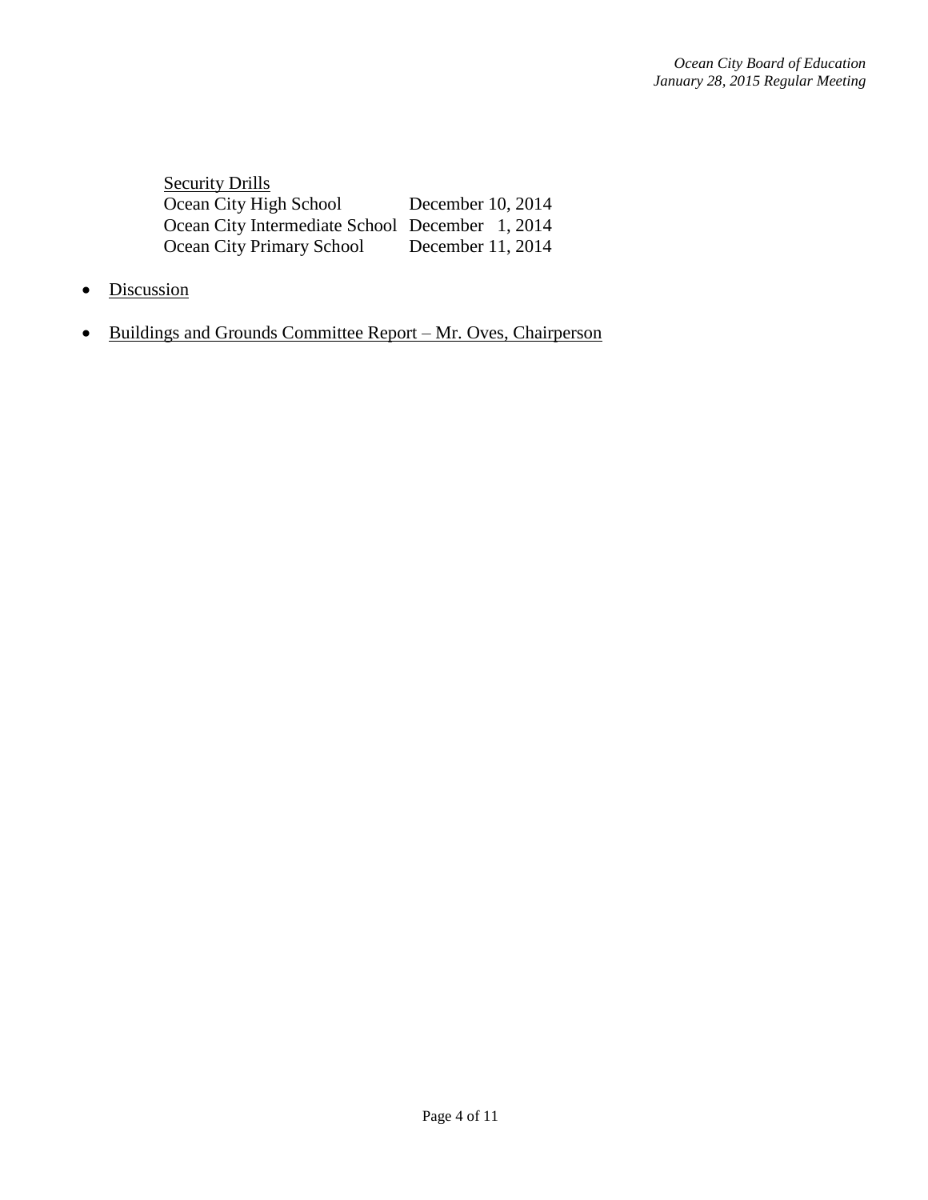<u>Security Drills</u>

| | |
|---|---|
| Ocean City High School | December 10, 2014 |
| Ocean City Intermediate School | December 1, 2014 |
| Ocean City Primary School | December 11, 2014 |

- <u>Discussion</u>

- <u>Buildings and Grounds Committee Report – Mr. Oves, Chairperson</u>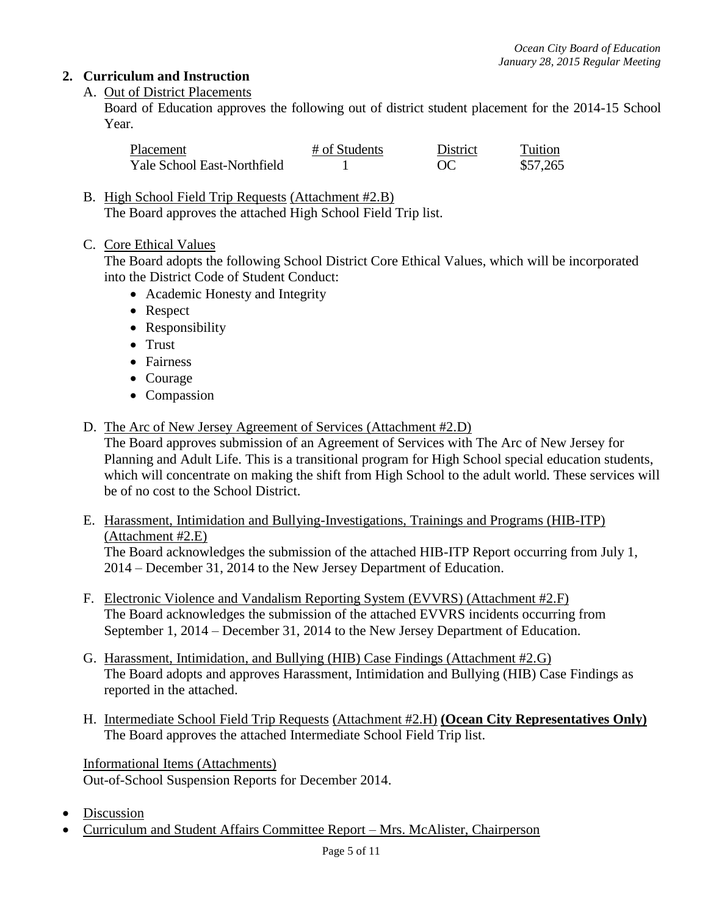## 2. Curriculum and Instruction

A. Out of District Placements

Board of Education approves the following out of district student placement for the 2014-15 School Year.

| Placement | # of Students | District | Tuition |
|---|---|---|---|
| Yale School East-Northfield | 1 | OC | $57,265 |

B. High School Field Trip Requests (Attachment #2.B)
The Board approves the attached High School Field Trip list.

C. Core Ethical Values
The Board adopts the following School District Core Ethical Values, which will be incorporated into the District Code of Student Conduct:

- Academic Honesty and Integrity
- Respect
- Responsibility
- Trust
- Fairness
- Courage
- Compassion

D. The Arc of New Jersey Agreement of Services (Attachment #2.D)
The Board approves submission of an Agreement of Services with The Arc of New Jersey for Planning and Adult Life. This is a transitional program for High School special education students, which will concentrate on making the shift from High School to the adult world. These services will be of no cost to the School District.

E. Harassment, Intimidation and Bullying-Investigations, Trainings and Programs (HIB-ITP) (Attachment #2.E)
The Board acknowledges the submission of the attached HIB-ITP Report occurring from July 1, 2014 – December 31, 2014 to the New Jersey Department of Education.

F. Electronic Violence and Vandalism Reporting System (EVVRS) (Attachment #2.F)
The Board acknowledges the submission of the attached EVVRS incidents occurring from September 1, 2014 – December 31, 2014 to the New Jersey Department of Education.

G. Harassment, Intimidation, and Bullying (HIB) Case Findings (Attachment #2.G)
The Board adopts and approves Harassment, Intimidation and Bullying (HIB) Case Findings as reported in the attached.

H. Intermediate School Field Trip Requests (Attachment #2.H) **(Ocean City Representatives Only)**
The Board approves the attached Intermediate School Field Trip list.

Informational Items (Attachments)
Out-of-School Suspension Reports for December 2014.

- Discussion
- Curriculum and Student Affairs Committee Report – Mrs. McAlister, Chairperson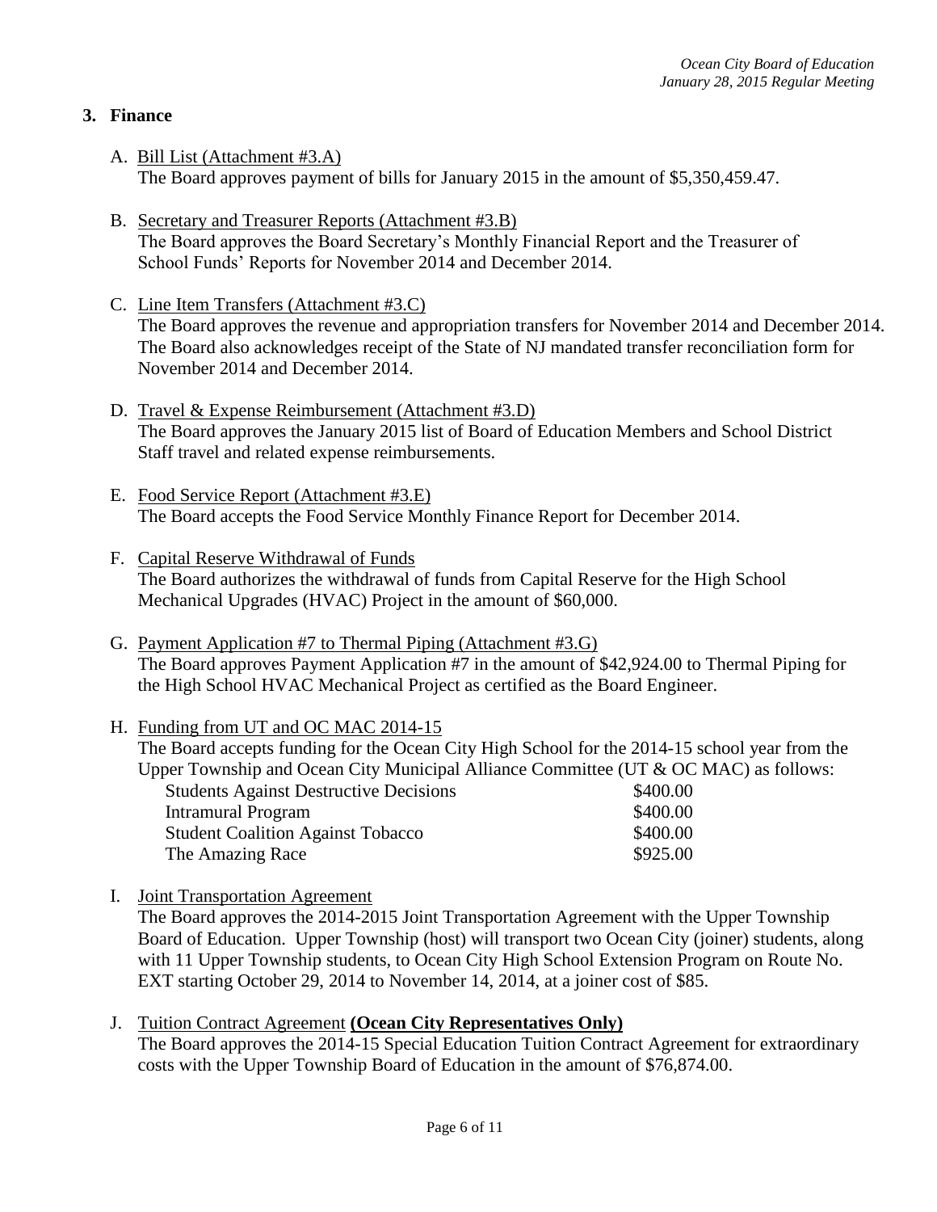## 3. Finance

A. Bill List (Attachment #3.A)
The Board approves payment of bills for January 2015 in the amount of $5,350,459.47.

B. Secretary and Treasurer Reports (Attachment #3.B)
The Board approves the Board Secretary's Monthly Financial Report and the Treasurer of School Funds' Reports for November 2014 and December 2014.

C. Line Item Transfers (Attachment #3.C)
The Board approves the revenue and appropriation transfers for November 2014 and December 2014. The Board also acknowledges receipt of the State of NJ mandated transfer reconciliation form for November 2014 and December 2014.

D. Travel & Expense Reimbursement (Attachment #3.D)
The Board approves the January 2015 list of Board of Education Members and School District Staff travel and related expense reimbursements.

E. Food Service Report (Attachment #3.E)
The Board accepts the Food Service Monthly Finance Report for December 2014.

F. Capital Reserve Withdrawal of Funds
The Board authorizes the withdrawal of funds from Capital Reserve for the High School Mechanical Upgrades (HVAC) Project in the amount of $60,000.

G. Payment Application #7 to Thermal Piping (Attachment #3.G)
The Board approves Payment Application #7 in the amount of $42,924.00 to Thermal Piping for the High School HVAC Mechanical Project as certified as the Board Engineer.

H. Funding from UT and OC MAC 2014-15
The Board accepts funding for the Ocean City High School for the 2014-15 school year from the Upper Township and Ocean City Municipal Alliance Committee (UT & OC MAC) as follows:

| | |
|---|---|
| Students Against Destructive Decisions | $400.00 |
| Intramural Program | $400.00 |
| Student Coalition Against Tobacco | $400.00 |
| The Amazing Race | $925.00 |

I. Joint Transportation Agreement
The Board approves the 2014-2015 Joint Transportation Agreement with the Upper Township Board of Education. Upper Township (host) will transport two Ocean City (joiner) students, along with 11 Upper Township students, to Ocean City High School Extension Program on Route No. EXT starting October 29, 2014 to November 14, 2014, at a joiner cost of $85.

J. Tuition Contract Agreement **(Ocean City Representatives Only)**
The Board approves the 2014-15 Special Education Tuition Contract Agreement for extraordinary costs with the Upper Township Board of Education in the amount of $76,874.00.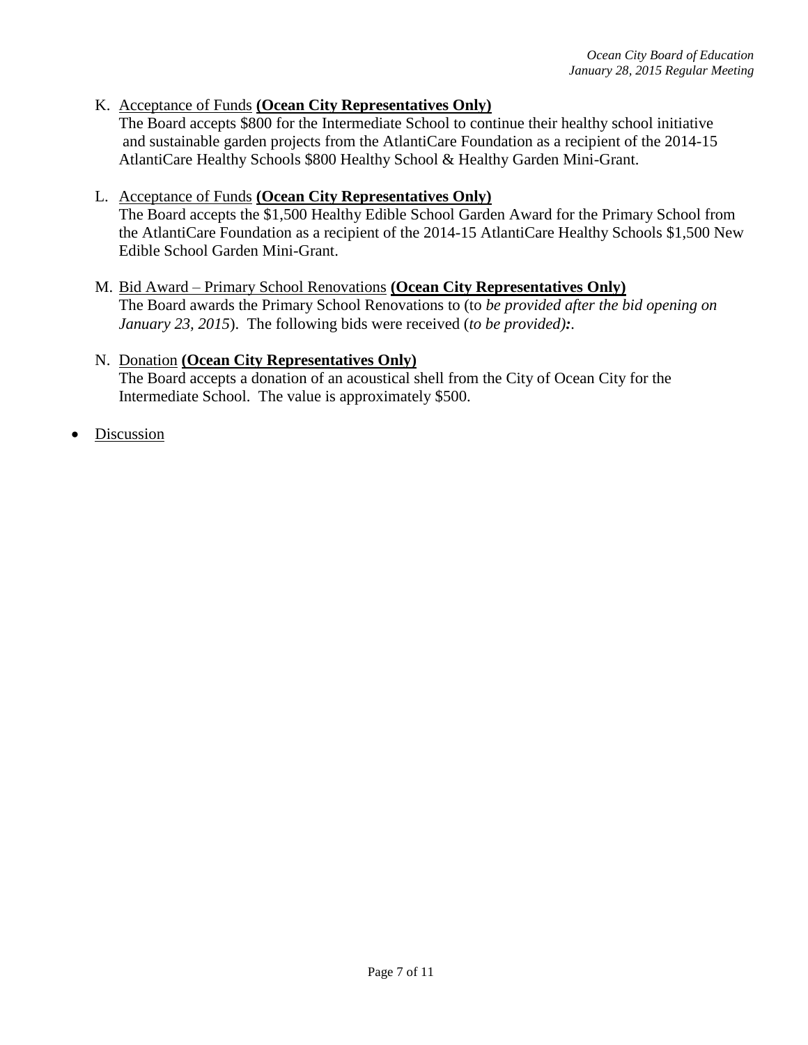K. Acceptance of Funds **(Ocean City Representatives Only)**
The Board accepts $800 for the Intermediate School to continue their healthy school initiative and sustainable garden projects from the AtlantiCare Foundation as a recipient of the 2014-15 AtlantiCare Healthy Schools $800 Healthy School & Healthy Garden Mini-Grant.

L. Acceptance of Funds **(Ocean City Representatives Only)**
The Board accepts the $1,500 Healthy Edible School Garden Award for the Primary School from the AtlantiCare Foundation as a recipient of the 2014-15 AtlantiCare Healthy Schools $1,500 New Edible School Garden Mini-Grant.

M. Bid Award – Primary School Renovations **(Ocean City Representatives Only)**
The Board awards the Primary School Renovations to (to *be provided after the bid opening on January 23, 2015*). The following bids were received (*to be provided)***:**.

N. Donation **(Ocean City Representatives Only)**
The Board accepts a donation of an acoustical shell from the City of Ocean City for the Intermediate School. The value is approximately $500.

- Discussion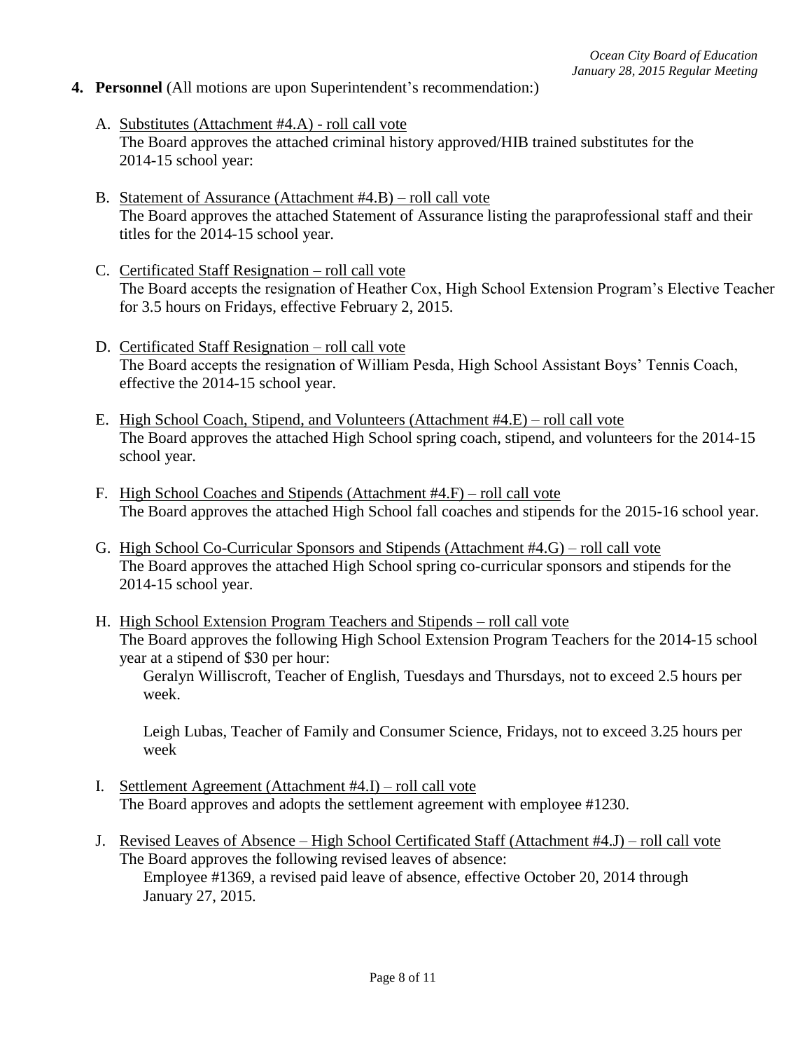**4. Personnel** (All motions are upon Superintendent's recommendation:)

A. Substitutes (Attachment #4.A) - roll call vote
The Board approves the attached criminal history approved/HIB trained substitutes for the 2014-15 school year:

B. Statement of Assurance (Attachment #4.B) – roll call vote
The Board approves the attached Statement of Assurance listing the paraprofessional staff and their titles for the 2014-15 school year.

C. Certificated Staff Resignation – roll call vote
The Board accepts the resignation of Heather Cox, High School Extension Program's Elective Teacher for 3.5 hours on Fridays, effective February 2, 2015.

D. Certificated Staff Resignation – roll call vote
The Board accepts the resignation of William Pesda, High School Assistant Boys' Tennis Coach, effective the 2014-15 school year.

E. High School Coach, Stipend, and Volunteers (Attachment #4.E) – roll call vote
The Board approves the attached High School spring coach, stipend, and volunteers for the 2014-15 school year.

F. High School Coaches and Stipends (Attachment #4.F) – roll call vote
The Board approves the attached High School fall coaches and stipends for the 2015-16 school year.

G. High School Co-Curricular Sponsors and Stipends (Attachment #4.G) – roll call vote
The Board approves the attached High School spring co-curricular sponsors and stipends for the 2014-15 school year.

H. High School Extension Program Teachers and Stipends – roll call vote
The Board approves the following High School Extension Program Teachers for the 2014-15 school year at a stipend of $30 per hour:

Geralyn Williscroft, Teacher of English, Tuesdays and Thursdays, not to exceed 2.5 hours per week.

Leigh Lubas, Teacher of Family and Consumer Science, Fridays, not to exceed 3.25 hours per week

I. Settlement Agreement (Attachment #4.I) – roll call vote
The Board approves and adopts the settlement agreement with employee #1230.

J. Revised Leaves of Absence – High School Certificated Staff (Attachment #4.J) – roll call vote
The Board approves the following revised leaves of absence:

Employee #1369, a revised paid leave of absence, effective October 20, 2014 through January 27, 2015.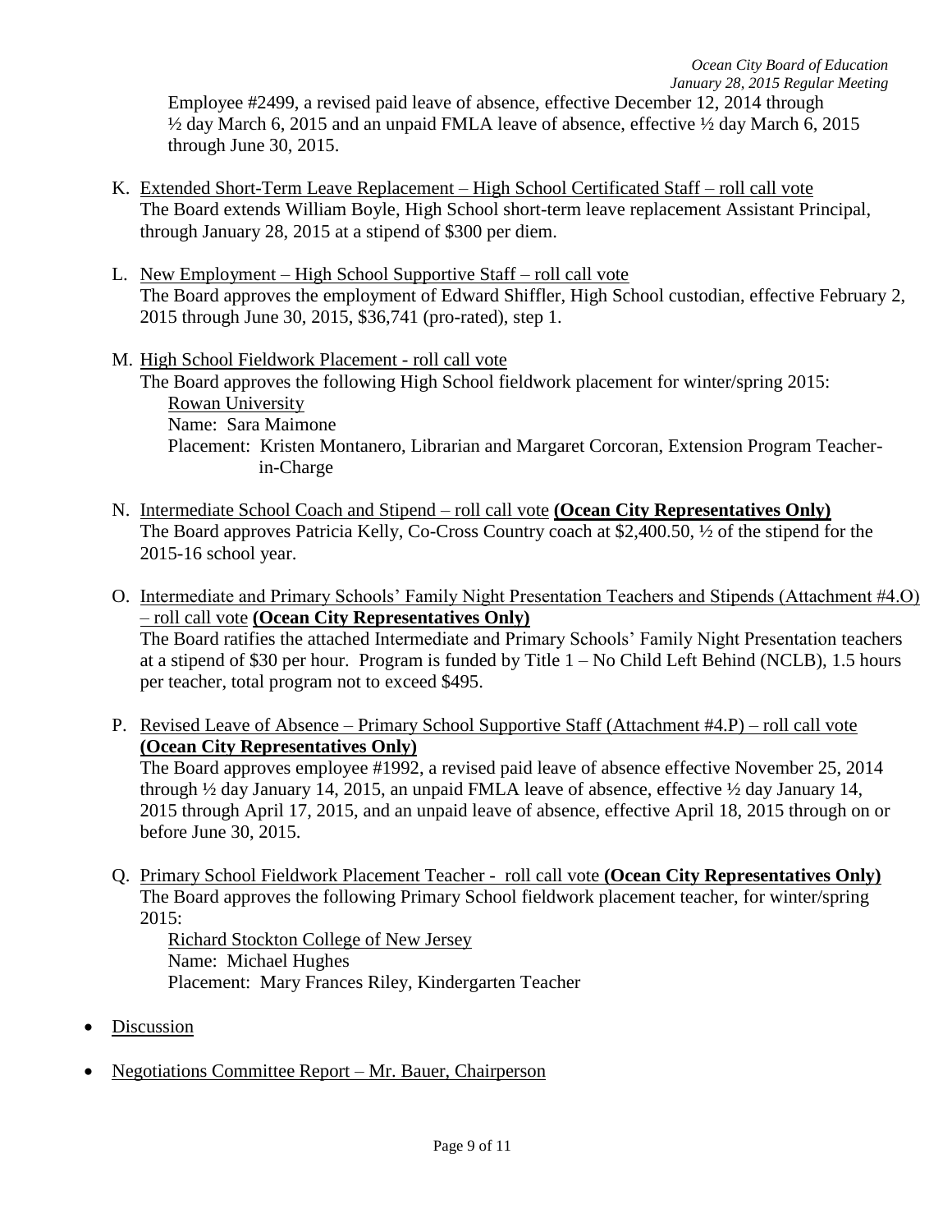Employee #2499, a revised paid leave of absence, effective December 12, 2014 through ½ day March 6, 2015 and an unpaid FMLA leave of absence, effective ½ day March 6, 2015 through June 30, 2015.

K. Extended Short-Term Leave Replacement – High School Certificated Staff – roll call vote
   The Board extends William Boyle, High School short-term leave replacement Assistant Principal, through January 28, 2015 at a stipend of $300 per diem.

L. New Employment – High School Supportive Staff – roll call vote
   The Board approves the employment of Edward Shiffler, High School custodian, effective February 2, 2015 through June 30, 2015, $36,741 (pro-rated), step 1.

M. High School Fieldwork Placement - roll call vote
   The Board approves the following High School fieldwork placement for winter/spring 2015:
   Rowan University
   Name: Sara Maimone
   Placement: Kristen Montanero, Librarian and Margaret Corcoran, Extension Program Teacher-in-Charge

N. Intermediate School Coach and Stipend – roll call vote **(Ocean City Representatives Only)**
   The Board approves Patricia Kelly, Co-Cross Country coach at $2,400.50, ½ of the stipend for the 2015-16 school year.

O. Intermediate and Primary Schools' Family Night Presentation Teachers and Stipends (Attachment #4.O) – roll call vote **(Ocean City Representatives Only)**
   The Board ratifies the attached Intermediate and Primary Schools' Family Night Presentation teachers at a stipend of $30 per hour. Program is funded by Title 1 – No Child Left Behind (NCLB), 1.5 hours per teacher, total program not to exceed $495.

P. Revised Leave of Absence – Primary School Supportive Staff (Attachment #4.P) – roll call vote **(Ocean City Representatives Only)**
   The Board approves employee #1992, a revised paid leave of absence effective November 25, 2014 through ½ day January 14, 2015, an unpaid FMLA leave of absence, effective ½ day January 14, 2015 through April 17, 2015, and an unpaid leave of absence, effective April 18, 2015 through on or before June 30, 2015.

Q. Primary School Fieldwork Placement Teacher - roll call vote **(Ocean City Representatives Only)**
   The Board approves the following Primary School fieldwork placement teacher, for winter/spring 2015:
   Richard Stockton College of New Jersey
   Name: Michael Hughes
   Placement: Mary Frances Riley, Kindergarten Teacher

- Discussion

- Negotiations Committee Report – Mr. Bauer, Chairperson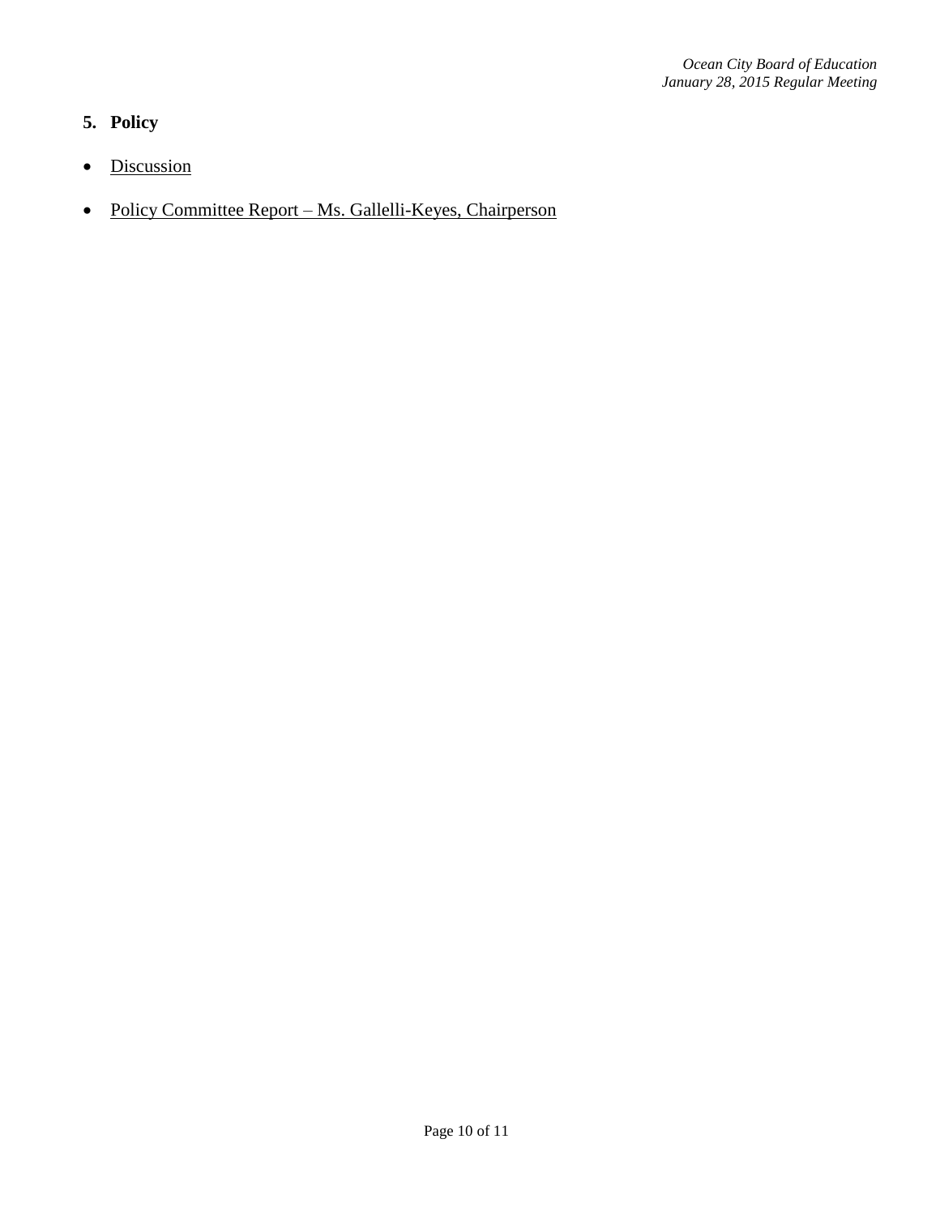5. **Policy**

- Discussion

- Policy Committee Report – Ms. Gallelli-Keyes, Chairperson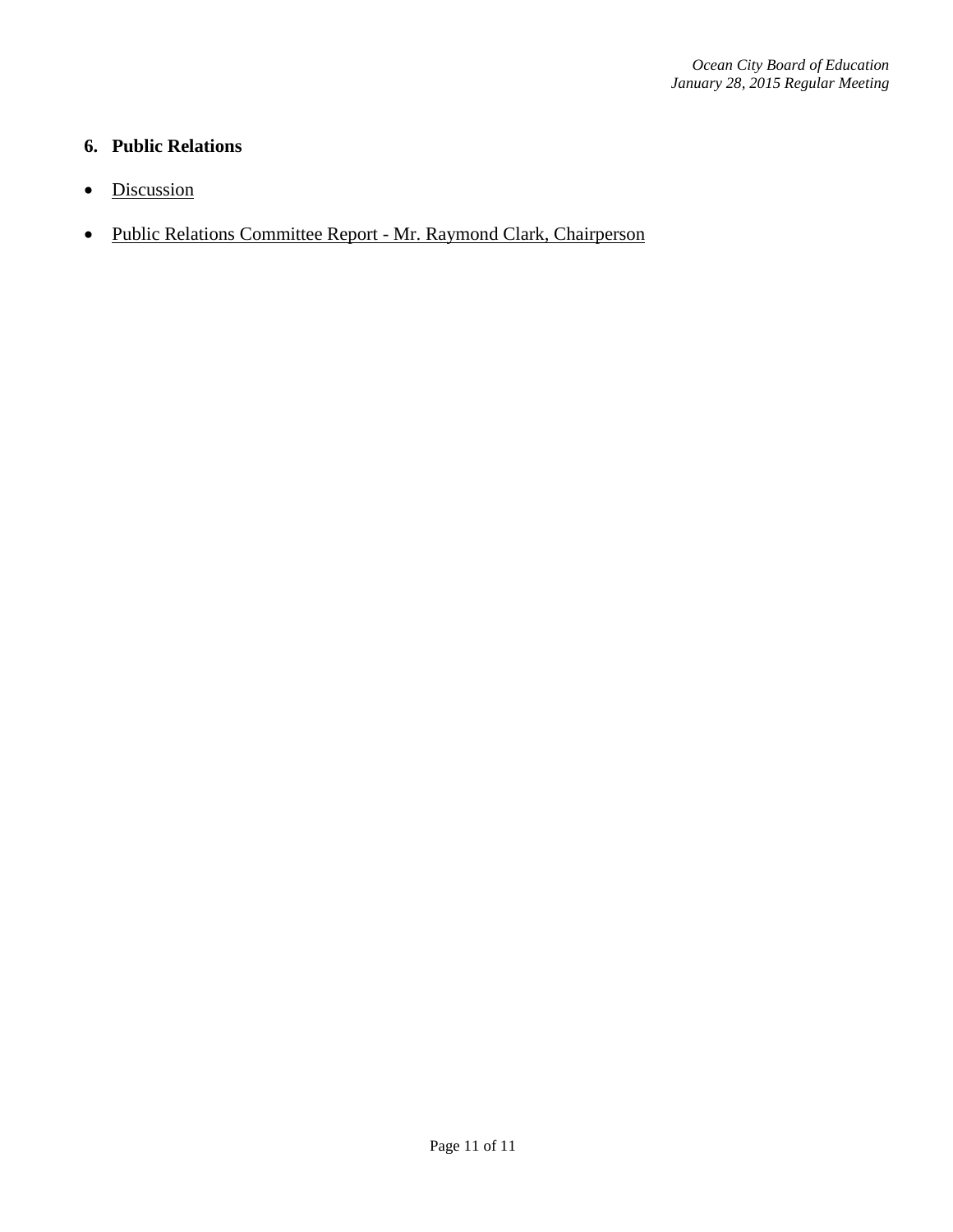**6. Public Relations**

- Discussion

- Public Relations Committee Report - Mr. Raymond Clark, Chairperson